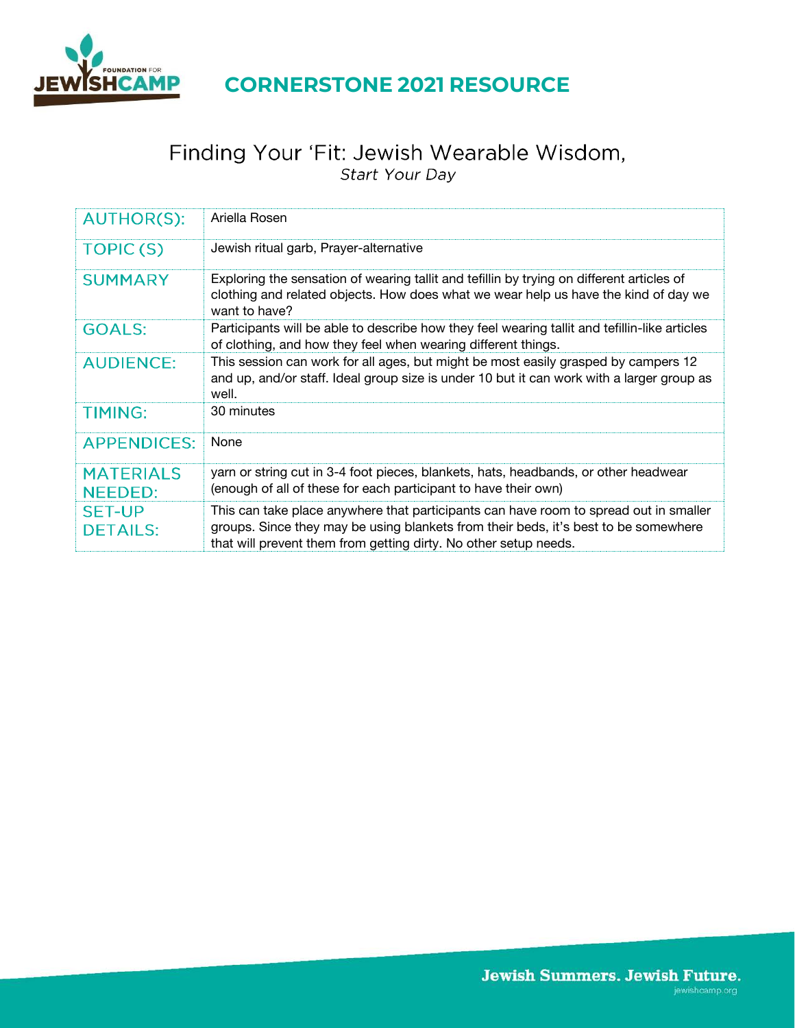# CORNERSTONE 2021 RESOURCE

## Finding Your 'Fit: Jewish Wearable Wisdom,
*Start Your Day*

| | |
|---|---|
| AUTHOR(S): | Ariella Rosen |
| TOPIC (S) | Jewish ritual garb, Prayer-alternative |
| SUMMARY | Exploring the sensation of wearing tallit and tefillin by trying on different articles of clothing and related objects. How does what we wear help us have the kind of day we want to have? |
| GOALS: | Participants will be able to describe how they feel wearing tallit and tefillin-like articles of clothing, and how they feel when wearing different things. |
| AUDIENCE: | This session can work for all ages, but might be most easily grasped by campers 12 and up, and/or staff. Ideal group size is under 10 but it can work with a larger group as well. |
| TIMING: | 30 minutes |
| APPENDICES: | None |
| MATERIALS NEEDED: | yarn or string cut in 3-4 foot pieces, blankets, hats, headbands, or other headwear (enough of all of these for each participant to have their own) |
| SET-UP DETAILS: | This can take place anywhere that participants can have room to spread out in smaller groups. Since they may be using blankets from their beds, it's best to be somewhere that will prevent them from getting dirty. No other setup needs. |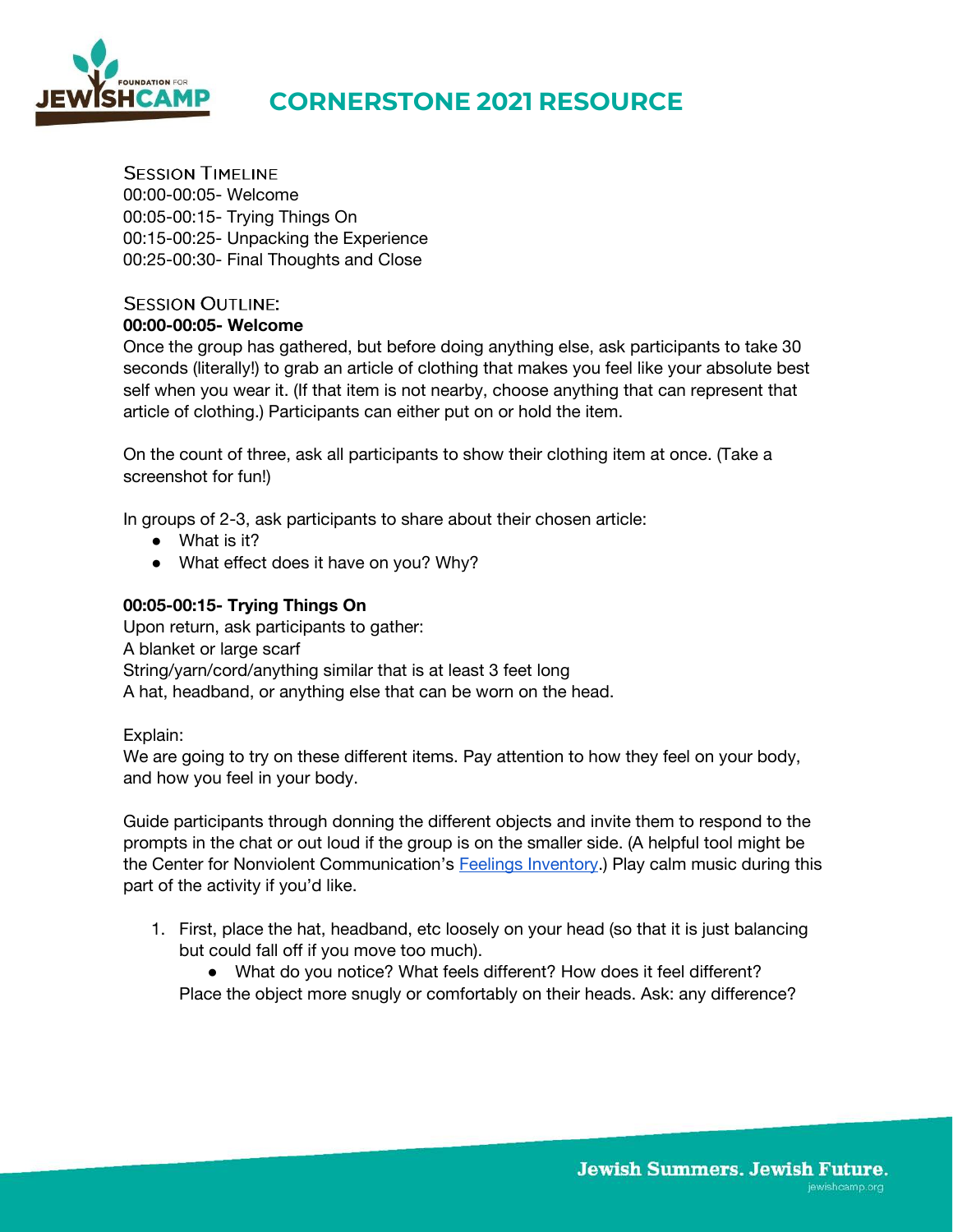### Session Timeline

00:00-00:05- Welcome
00:05-00:15- Trying Things On
00:15-00:25- Unpacking the Experience
00:25-00:30- Final Thoughts and Close

### Session Outline:

**00:00-00:05- Welcome**

Once the group has gathered, but before doing anything else, ask participants to take 30 seconds (literally!) to grab an article of clothing that makes you feel like your absolute best self when you wear it. (If that item is not nearby, choose anything that can represent that article of clothing.) Participants can either put on or hold the item.

On the count of three, ask all participants to show their clothing item at once. (Take a screenshot for fun!)

In groups of 2-3, ask participants to share about their chosen article:

- What is it?
- What effect does it have on you? Why?

**00:05-00:15- Trying Things On**

Upon return, ask participants to gather:
A blanket or large scarf
String/yarn/cord/anything similar that is at least 3 feet long
A hat, headband, or anything else that can be worn on the head.

Explain:
We are going to try on these different items. Pay attention to how they feel on your body, and how you feel in your body.

Guide participants through donning the different objects and invite them to respond to the prompts in the chat or out loud if the group is on the smaller side. (A helpful tool might be the Center for Nonviolent Communication's [Feelings Inventory](#).) Play calm music during this part of the activity if you'd like.

1. First, place the hat, headband, etc loosely on your head (so that it is just balancing but could fall off if you move too much).
   - What do you notice? What feels different? How does it feel different?

   Place the object more snugly or comfortably on their heads. Ask: any difference?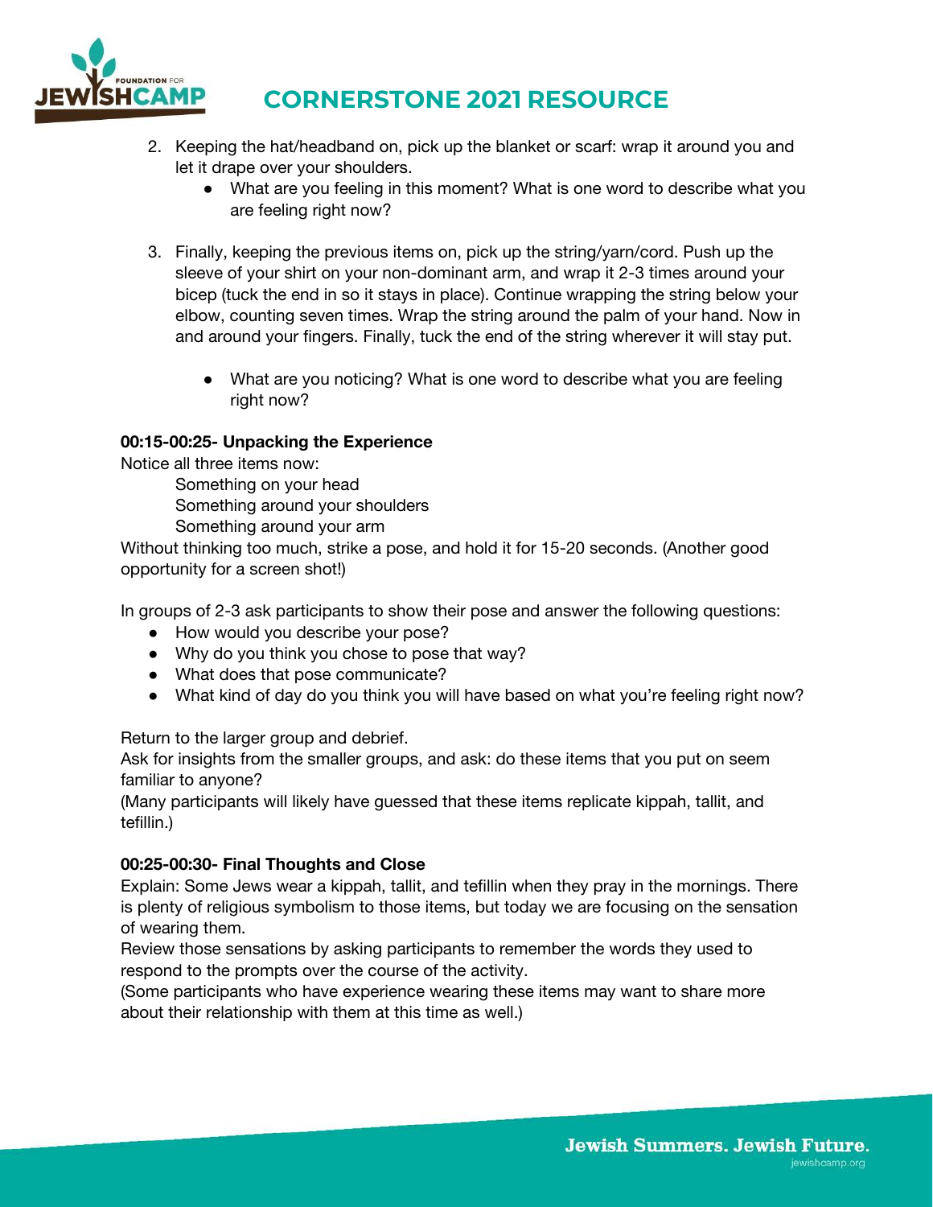2. Keeping the hat/headband on, pick up the blanket or scarf: wrap it around you and let it drape over your shoulders.
    - What are you feeling in this moment? What is one word to describe what you are feeling right now?

3. Finally, keeping the previous items on, pick up the string/yarn/cord. Push up the sleeve of your shirt on your non-dominant arm, and wrap it 2-3 times around your bicep (tuck the end in so it stays in place). Continue wrapping the string below your elbow, counting seven times. Wrap the string around the palm of your hand. Now in and around your fingers. Finally, tuck the end of the string wherever it will stay put.

    - What are you noticing? What is one word to describe what you are feeling right now?

**00:15-00:25- Unpacking the Experience**

Notice all three items now:

Something on your head
Something around your shoulders
Something around your arm

Without thinking too much, strike a pose, and hold it for 15-20 seconds. (Another good opportunity for a screen shot!)

In groups of 2-3 ask participants to show their pose and answer the following questions:

- How would you describe your pose?
- Why do you think you chose to pose that way?
- What does that pose communicate?
- What kind of day do you think you will have based on what you're feeling right now?

Return to the larger group and debrief.
Ask for insights from the smaller groups, and ask: do these items that you put on seem familiar to anyone?
(Many participants will likely have guessed that these items replicate kippah, tallit, and tefillin.)

**00:25-00:30- Final Thoughts and Close**

Explain: Some Jews wear a kippah, tallit, and tefillin when they pray in the mornings. There is plenty of religious symbolism to those items, but today we are focusing on the sensation of wearing them.
Review those sensations by asking participants to remember the words they used to respond to the prompts over the course of the activity.
(Some participants who have experience wearing these items may want to share more about their relationship with them at this time as well.)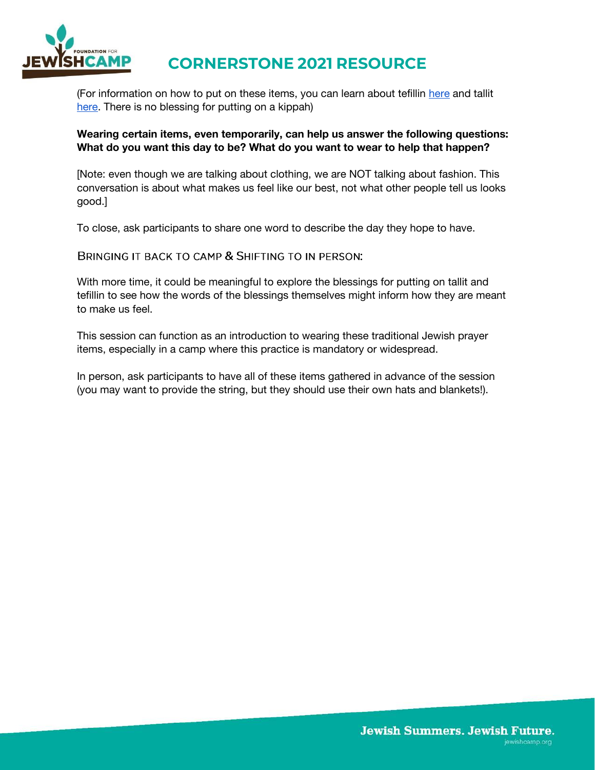(For information on how to put on these items, you can learn about tefillin [here]() and tallit [here](). There is no blessing for putting on a kippah)

**Wearing certain items, even temporarily, can help us answer the following questions: What do you want this day to be? What do you want to wear to help that happen?**

[Note: even though we are talking about clothing, we are NOT talking about fashion. This conversation is about what makes us feel like our best, not what other people tell us looks good.]

To close, ask participants to share one word to describe the day they hope to have.

### Bringing it back to camp & Shifting to in person:

With more time, it could be meaningful to explore the blessings for putting on tallit and tefillin to see how the words of the blessings themselves might inform how they are meant to make us feel.

This session can function as an introduction to wearing these traditional Jewish prayer items, especially in a camp where this practice is mandatory or widespread.

In person, ask participants to have all of these items gathered in advance of the session (you may want to provide the string, but they should use their own hats and blankets!).